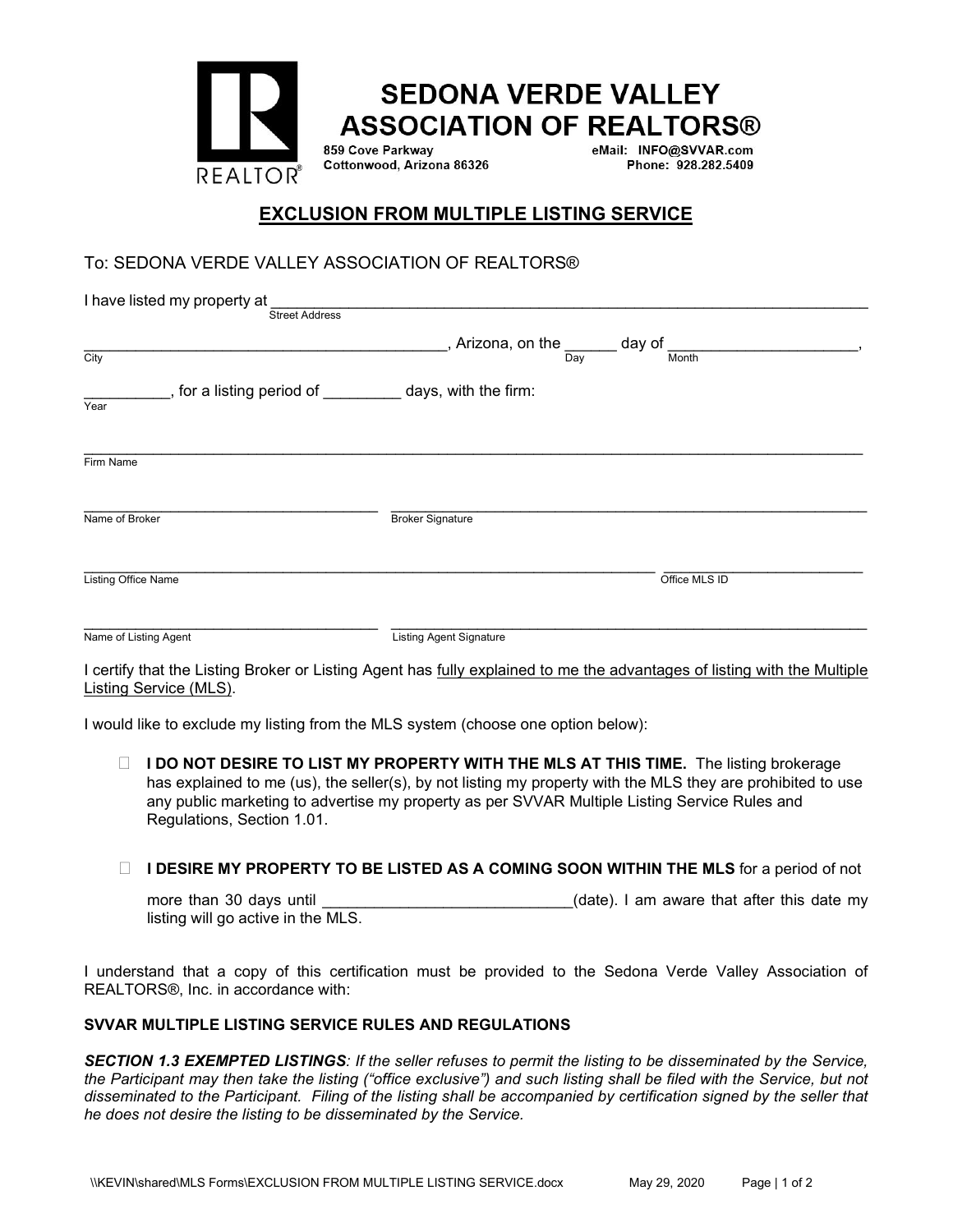# SEDONA VERDE VALLEY ASSOCIATION OF REALTORS®

859 Cove Parkway
Cottonwood, Arizona 86326

eMail: INFO@SVVAR.com
Phone: 928.282.5409

## EXCLUSION FROM MULTIPLE LISTING SERVICE

To: SEDONA VERDE VALLEY ASSOCIATION OF REALTORS®

I have listed my property at ______________________________________________________________
Street Address

__________________________________________, Arizona, on the ______ day of ______________________,
City Day Month

__________, for a listing period of _________ days, with the firm:
Year

_____________________________________________________________________________________
Firm Name

____________________________________ ______________________________________________________
Name of Broker Broker Signature

_________________________________________________________________ ________________________
Listing Office Name Office MLS ID

____________________________________ ______________________________________________________
Name of Listing Agent Listing Agent Signature

I certify that the Listing Broker or Listing Agent has fully explained to me the advantages of listing with the Multiple Listing Service (MLS).

I would like to exclude my listing from the MLS system (choose one option below):

- ☐ **I DO NOT DESIRE TO LIST MY PROPERTY WITH THE MLS AT THIS TIME.** The listing brokerage has explained to me (us), the seller(s), by not listing my property with the MLS they are prohibited to use any public marketing to advertise my property as per SVVAR Multiple Listing Service Rules and Regulations, Section 1.01.

- ☐ **I DESIRE MY PROPERTY TO BE LISTED AS A COMING SOON WITHIN THE MLS** for a period of not more than 30 days until ____________________________(date). I am aware that after this date my listing will go active in the MLS.

I understand that a copy of this certification must be provided to the Sedona Verde Valley Association of REALTORS®, Inc. in accordance with:

**SVVAR MULTIPLE LISTING SERVICE RULES AND REGULATIONS**

***SECTION 1.3 EXEMPTED LISTINGS****: If the seller refuses to permit the listing to be disseminated by the Service, the Participant may then take the listing ("office exclusive") and such listing shall be filed with the Service, but not disseminated to the Participant. Filing of the listing shall be accompanied by certification signed by the seller that he does not desire the listing to be disseminated by the Service.*

\\KEVIN\shared\MLS Forms\EXCLUSION FROM MULTIPLE LISTING SERVICE.docx May 29, 2020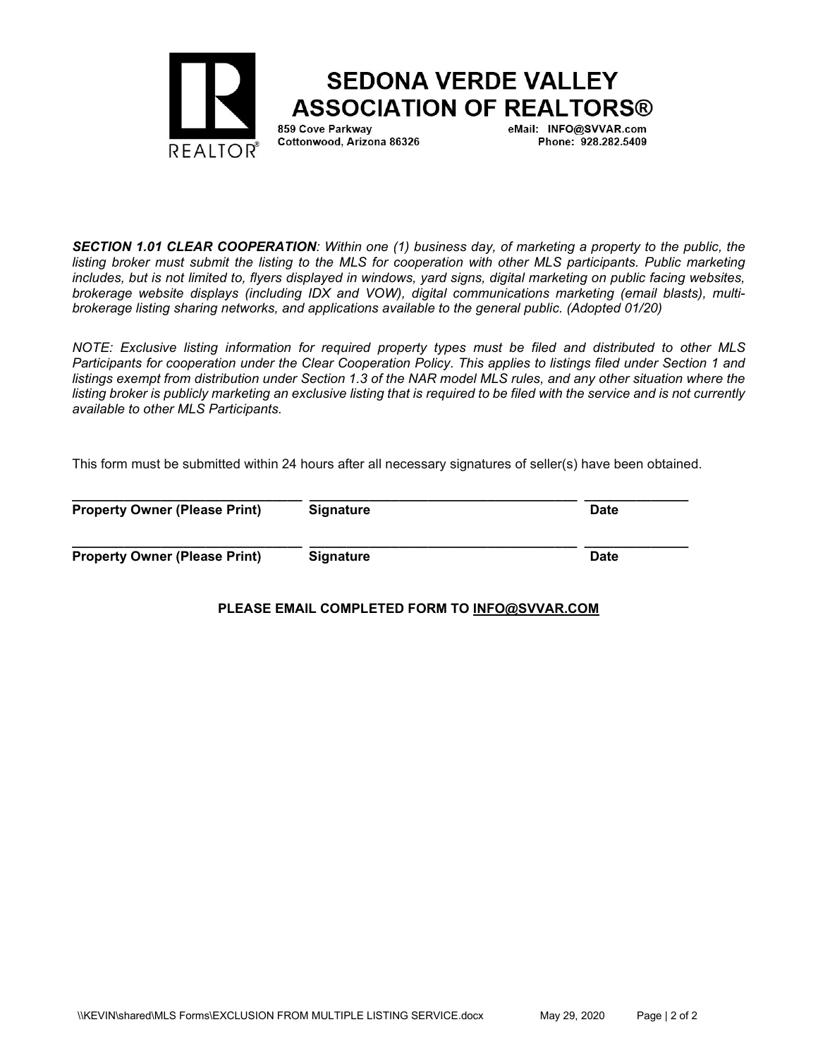# SEDONA VERDE VALLEY ASSOCIATION OF REALTORS®

859 Cove Parkway
Cottonwood, Arizona 86326

eMail: INFO@SVVAR.com
Phone: 928.282.5409

***SECTION 1.01 CLEAR COOPERATION****: Within one (1) business day, of marketing a property to the public, the listing broker must submit the listing to the MLS for cooperation with other MLS participants. Public marketing includes, but is not limited to, flyers displayed in windows, yard signs, digital marketing on public facing websites, brokerage website displays (including IDX and VOW), digital communications marketing (email blasts), multi-brokerage listing sharing networks, and applications available to the general public. (Adopted 01/20)*

*NOTE: Exclusive listing information for required property types must be filed and distributed to other MLS Participants for cooperation under the Clear Cooperation Policy. This applies to listings filed under Section 1 and listings exempt from distribution under Section 1.3 of the NAR model MLS rules, and any other situation where the listing broker is publicly marketing an exclusive listing that is required to be filed with the service and is not currently available to other MLS Participants.*

This form must be submitted within 24 hours after all necessary signatures of seller(s) have been obtained.

| | | |
|---|---|---|
| ______________________________ | ______________________________ | ______________ |
| **Property Owner (Please Print)** | **Signature** | **Date** |
| ______________________________ | ______________________________ | ______________ |
| **Property Owner (Please Print)** | **Signature** | **Date** |

**PLEASE EMAIL COMPLETED FORM TO INFO@SVVAR.COM**

\\KEVIN\shared\MLS Forms\EXCLUSION FROM MULTIPLE LISTING SERVICE.docx May 29, 2020